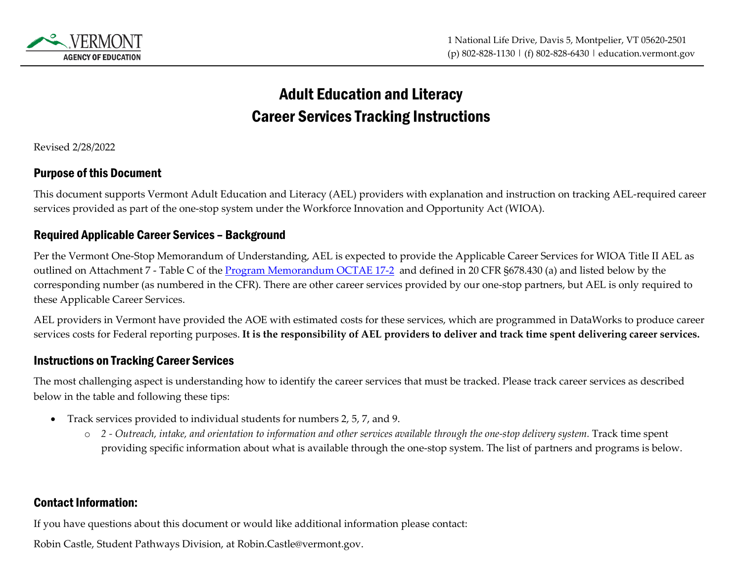1 National Life Drive, Davis 5, Montpelier, VT 05620-2501
(p) 802-828-1130 | (f) 802-828-6430 | education.vermont.gov

# Adult Education and Literacy
# Career Services Tracking Instructions

Revised 2/28/2022

## Purpose of this Document

This document supports Vermont Adult Education and Literacy (AEL) providers with explanation and instruction on tracking AEL-required career services provided as part of the one-stop system under the Workforce Innovation and Opportunity Act (WIOA).

## Required Applicable Career Services – Background

Per the Vermont One-Stop Memorandum of Understanding, AEL is expected to provide the Applicable Career Services for WIOA Title II AEL as outlined on Attachment 7 - Table C of the [Program Memorandum OCTAE 17-2](#) and defined in 20 CFR §678.430 (a) and listed below by the corresponding number (as numbered in the CFR). There are other career services provided by our one-stop partners, but AEL is only required to these Applicable Career Services.

AEL providers in Vermont have provided the AOE with estimated costs for these services, which are programmed in DataWorks to produce career services costs for Federal reporting purposes. **It is the responsibility of AEL providers to deliver and track time spent delivering career services.**

## Instructions on Tracking Career Services

The most challenging aspect is understanding how to identify the career services that must be tracked. Please track career services as described below in the table and following these tips:

- Track services provided to individual students for numbers 2, 5, 7, and 9.
  - *2 - Outreach, intake, and orientation to information and other services available through the one-stop delivery system.* Track time spent providing specific information about what is available through the one-stop system. The list of partners and programs is below.

## Contact Information:

If you have questions about this document or would like additional information please contact:

Robin Castle, Student Pathways Division, at Robin.Castle@vermont.gov.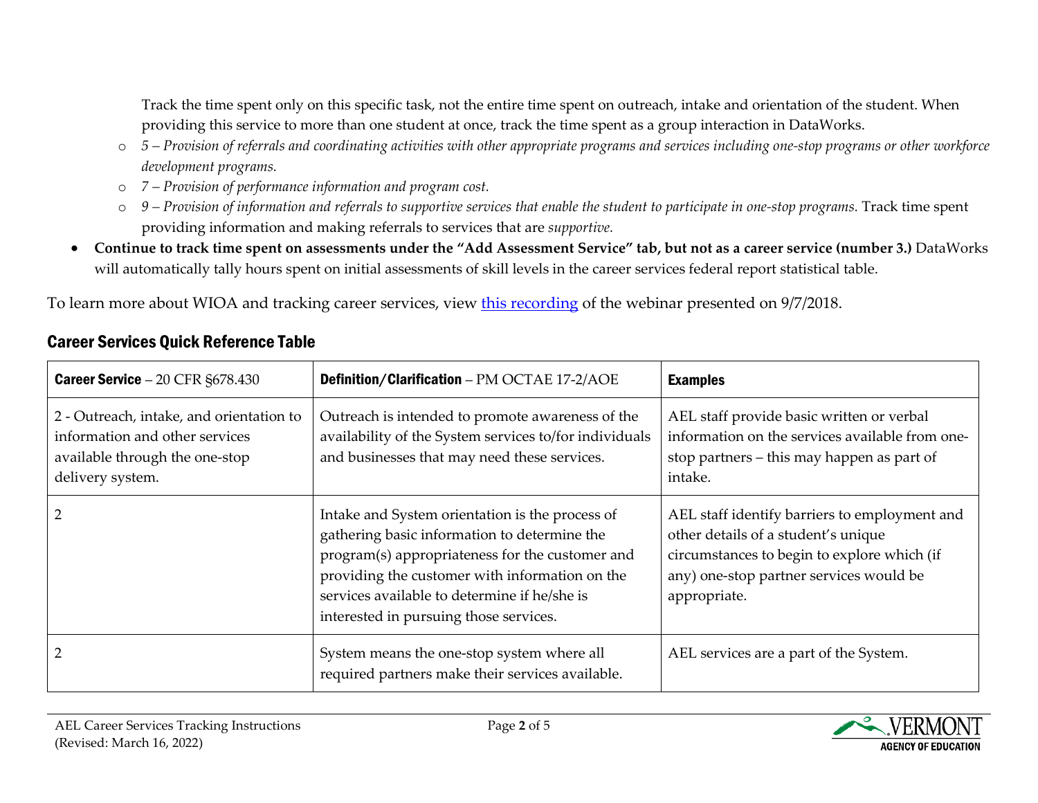Track the time spent only on this specific task, not the entire time spent on outreach, intake and orientation of the student. When providing this service to more than one student at once, track the time spent as a group interaction in DataWorks.

  - *5 – Provision of referrals and coordinating activities with other appropriate programs and services including one-stop programs or other workforce development programs.*
  - *7 – Provision of performance information and program cost.*
  - *9 – Provision of information and referrals to supportive services that enable the student to participate in one-stop programs.* Track time spent providing information and making referrals to services that are *supportive.*
- **Continue to track time spent on assessments under the "Add Assessment Service" tab, but not as a career service (number 3.)** DataWorks will automatically tally hours spent on initial assessments of skill levels in the career services federal report statistical table.

To learn more about WIOA and tracking career services, view [this recording](#) of the webinar presented on 9/7/2018.

## Career Services Quick Reference Table

| **Career Service** – 20 CFR §678.430 | **Definition/Clarification** – PM OCTAE 17-2/AOE | **Examples** |
|---|---|---|
| 2 - Outreach, intake, and orientation to information and other services available through the one-stop delivery system. | Outreach is intended to promote awareness of the availability of the System services to/for individuals and businesses that may need these services. | AEL staff provide basic written or verbal information on the services available from one-stop partners – this may happen as part of intake. |
| 2 | Intake and System orientation is the process of gathering basic information to determine the program(s) appropriateness for the customer and providing the customer with information on the services available to determine if he/she is interested in pursuing those services. | AEL staff identify barriers to employment and other details of a student's unique circumstances to begin to explore which (if any) one-stop partner services would be appropriate. |
| 2 | System means the one-stop system where all required partners make their services available. | AEL services are a part of the System. |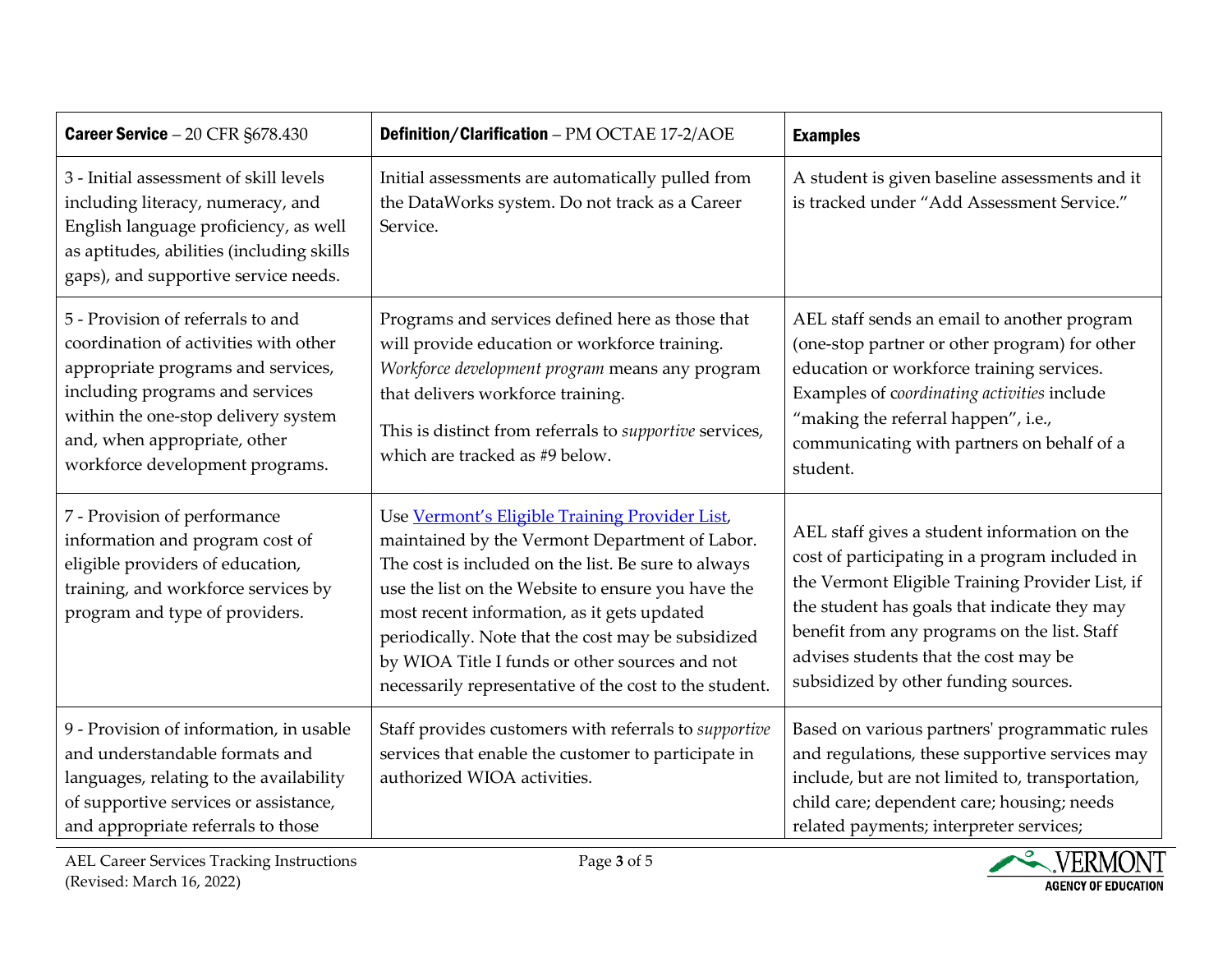| **Career Service** – 20 CFR §678.430 | **Definition/Clarification** – PM OCTAE 17-2/AOE | **Examples** |
|---|---|---|
| 3 - Initial assessment of skill levels including literacy, numeracy, and English language proficiency, as well as aptitudes, abilities (including skills gaps), and supportive service needs. | Initial assessments are automatically pulled from the DataWorks system. Do not track as a Career Service. | A student is given baseline assessments and it is tracked under "Add Assessment Service." |
| 5 - Provision of referrals to and coordination of activities with other appropriate programs and services, including programs and services within the one-stop delivery system and, when appropriate, other workforce development programs. | Programs and services defined here as those that will provide education or workforce training. *Workforce development program* means any program that delivers workforce training. This is distinct from referrals to *supportive* services, which are tracked as #9 below. | AEL staff sends an email to another program (one-stop partner or other program) for other education or workforce training services. Examples of c*oordinating activities* include "making the referral happen", i.e., communicating with partners on behalf of a student. |
| 7 - Provision of performance information and program cost of eligible providers of education, training, and workforce services by program and type of providers. | Use [Vermont's Eligible Training Provider List](), maintained by the Vermont Department of Labor. The cost is included on the list. Be sure to always use the list on the Website to ensure you have the most recent information, as it gets updated periodically. Note that the cost may be subsidized by WIOA Title I funds or other sources and not necessarily representative of the cost to the student. | AEL staff gives a student information on the cost of participating in a program included in the Vermont Eligible Training Provider List, if the student has goals that indicate they may benefit from any programs on the list. Staff advises students that the cost may be subsidized by other funding sources. |
| 9 - Provision of information, in usable and understandable formats and languages, relating to the availability of supportive services or assistance, and appropriate referrals to those | Staff provides customers with referrals to *supportive* services that enable the customer to participate in authorized WIOA activities. | Based on various partners' programmatic rules and regulations, these supportive services may include, but are not limited to, transportation, child care; dependent care; housing; needs related payments; interpreter services; |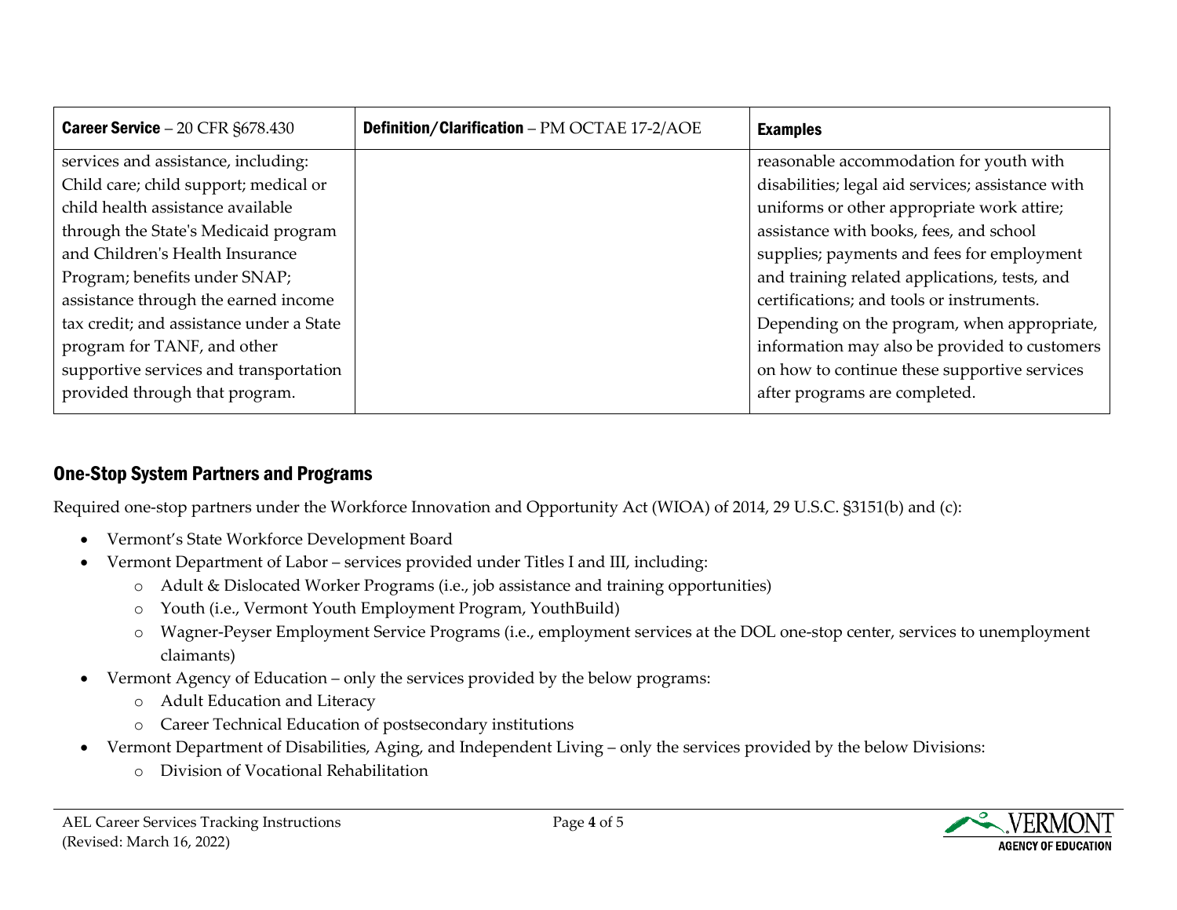| **Career Service** – 20 CFR §678.430 | **Definition/Clarification** – PM OCTAE 17-2/AOE | **Examples** |
|---|---|---|
| services and assistance, including: Child care; child support; medical or child health assistance available through the State's Medicaid program and Children's Health Insurance Program; benefits under SNAP; assistance through the earned income tax credit; and assistance under a State program for TANF, and other supportive services and transportation provided through that program. | | reasonable accommodation for youth with disabilities; legal aid services; assistance with uniforms or other appropriate work attire; assistance with books, fees, and school supplies; payments and fees for employment and training related applications, tests, and certifications; and tools or instruments. Depending on the program, when appropriate, information may also be provided to customers on how to continue these supportive services after programs are completed. |

## One-Stop System Partners and Programs

Required one-stop partners under the Workforce Innovation and Opportunity Act (WIOA) of 2014, 29 U.S.C. §3151(b) and (c):

- Vermont's State Workforce Development Board
- Vermont Department of Labor – services provided under Titles I and III, including:
  - Adult & Dislocated Worker Programs (i.e., job assistance and training opportunities)
  - Youth (i.e., Vermont Youth Employment Program, YouthBuild)
  - Wagner-Peyser Employment Service Programs (i.e., employment services at the DOL one-stop center, services to unemployment claimants)
- Vermont Agency of Education – only the services provided by the below programs:
  - Adult Education and Literacy
  - Career Technical Education of postsecondary institutions
- Vermont Department of Disabilities, Aging, and Independent Living – only the services provided by the below Divisions:
  - Division of Vocational Rehabilitation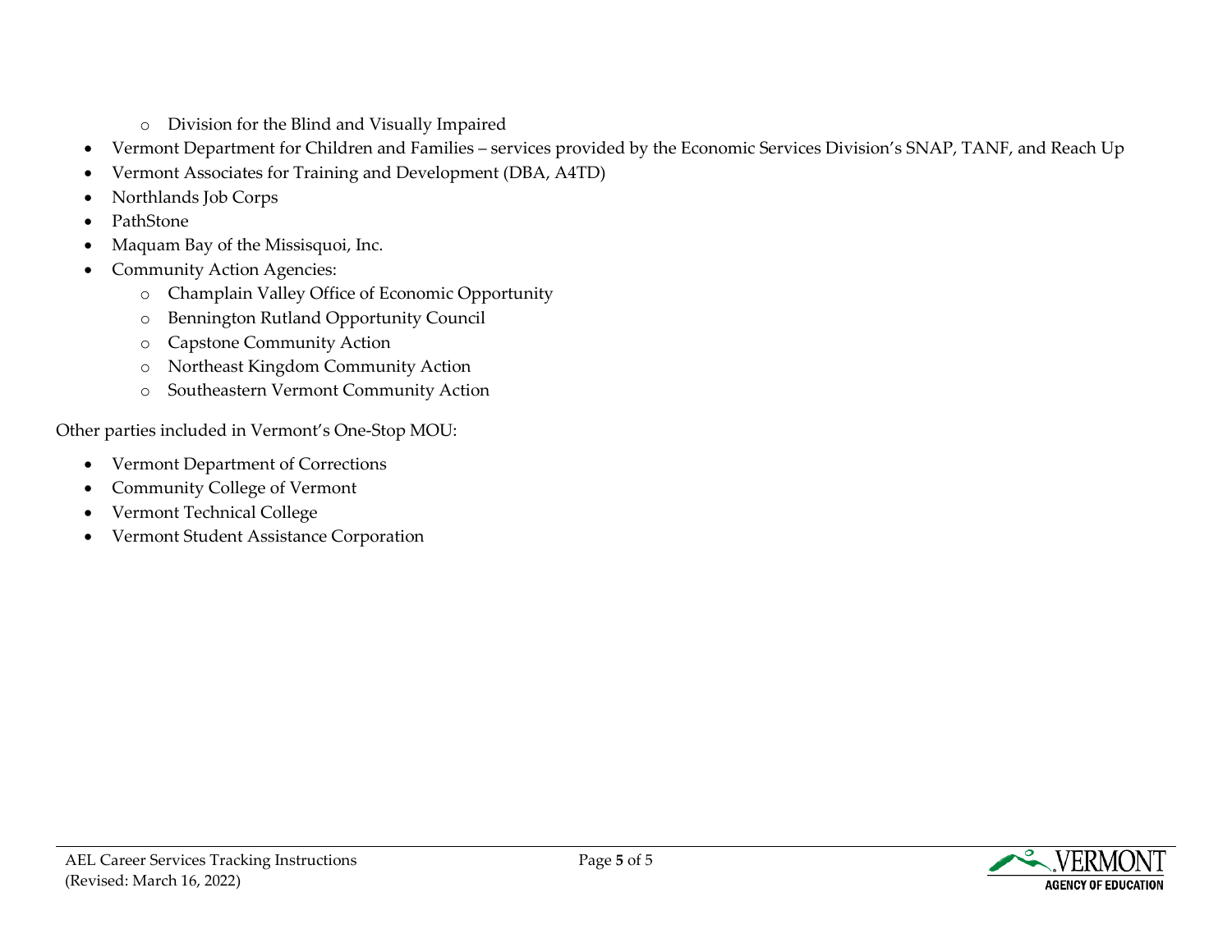- Division for the Blind and Visually Impaired
- Vermont Department for Children and Families – services provided by the Economic Services Division's SNAP, TANF, and Reach Up
- Vermont Associates for Training and Development (DBA, A4TD)
- Northlands Job Corps
- PathStone
- Maquam Bay of the Missisquoi, Inc.
- Community Action Agencies:
  - Champlain Valley Office of Economic Opportunity
  - Bennington Rutland Opportunity Council
  - Capstone Community Action
  - Northeast Kingdom Community Action
  - Southeastern Vermont Community Action

Other parties included in Vermont's One-Stop MOU:

- Vermont Department of Corrections
- Community College of Vermont
- Vermont Technical College
- Vermont Student Assistance Corporation